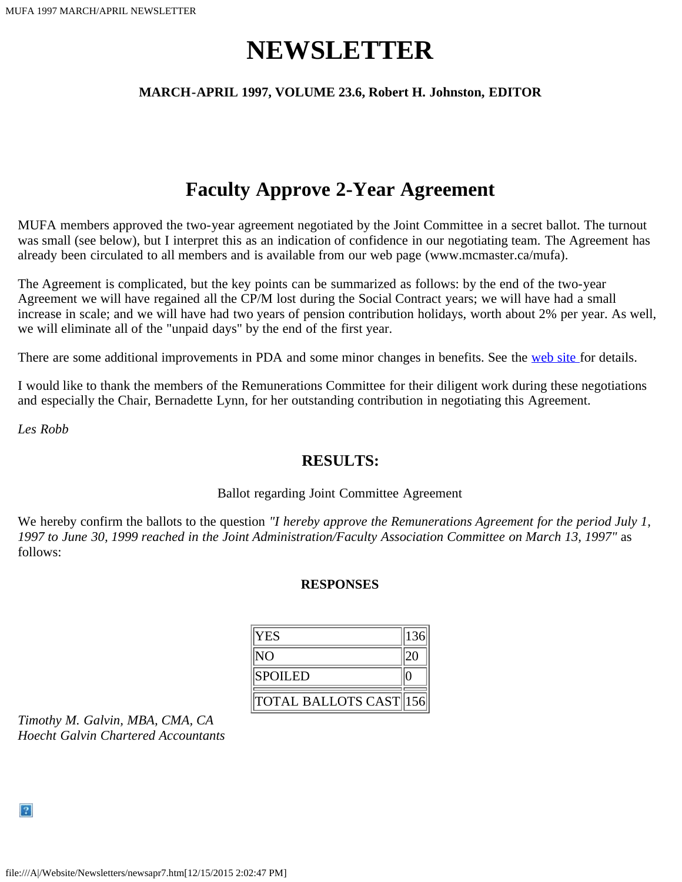# NEWSLETTER

**MARCH-APRIL 1997, VOLUME 23.6, Robert H. Johnston, EDITOR**

## Faculty Approve 2-Year Agreement

MUFA members approved the two-year agreement negotiated by the Joint Committee in a secret ballot. The turnout was small (see below), but I interpret this as an indication of confidence in our negotiating team. The Agreement has already been circulated to all members and is available from our web page (www.mcmaster.ca/mufa).

The Agreement is complicated, but the key points can be summarized as follows: by the end of the two-year Agreement we will have regained all the CP/M lost during the Social Contract years; we will have had a small increase in scale; and we will have had two years of pension contribution holidays, worth about 2% per year. As well, we will eliminate all of the "unpaid days" by the end of the first year.

There are some additional improvements in PDA and some minor changes in benefits. See the web site for details.

I would like to thank the members of the Remunerations Committee for their diligent work during these negotiations and especially the Chair, Bernadette Lynn, for her outstanding contribution in negotiating this Agreement.

*Les Robb*

### RESULTS:

Ballot regarding Joint Committee Agreement

We hereby confirm the ballots to the question *"I hereby approve the Remunerations Agreement for the period July 1, 1997 to June 30, 1999 reached in the Joint Administration/Faculty Association Committee on March 13, 1997"* as follows:

**RESPONSES**

| | |
|---|---|
| YES | 136 |
| NO | 20 |
| SPOILED | 0 |
| TOTAL BALLOTS CAST | 156 |

*Timothy M. Galvin, MBA, CMA, CA*
*Hoecht Galvin Chartered Accountants*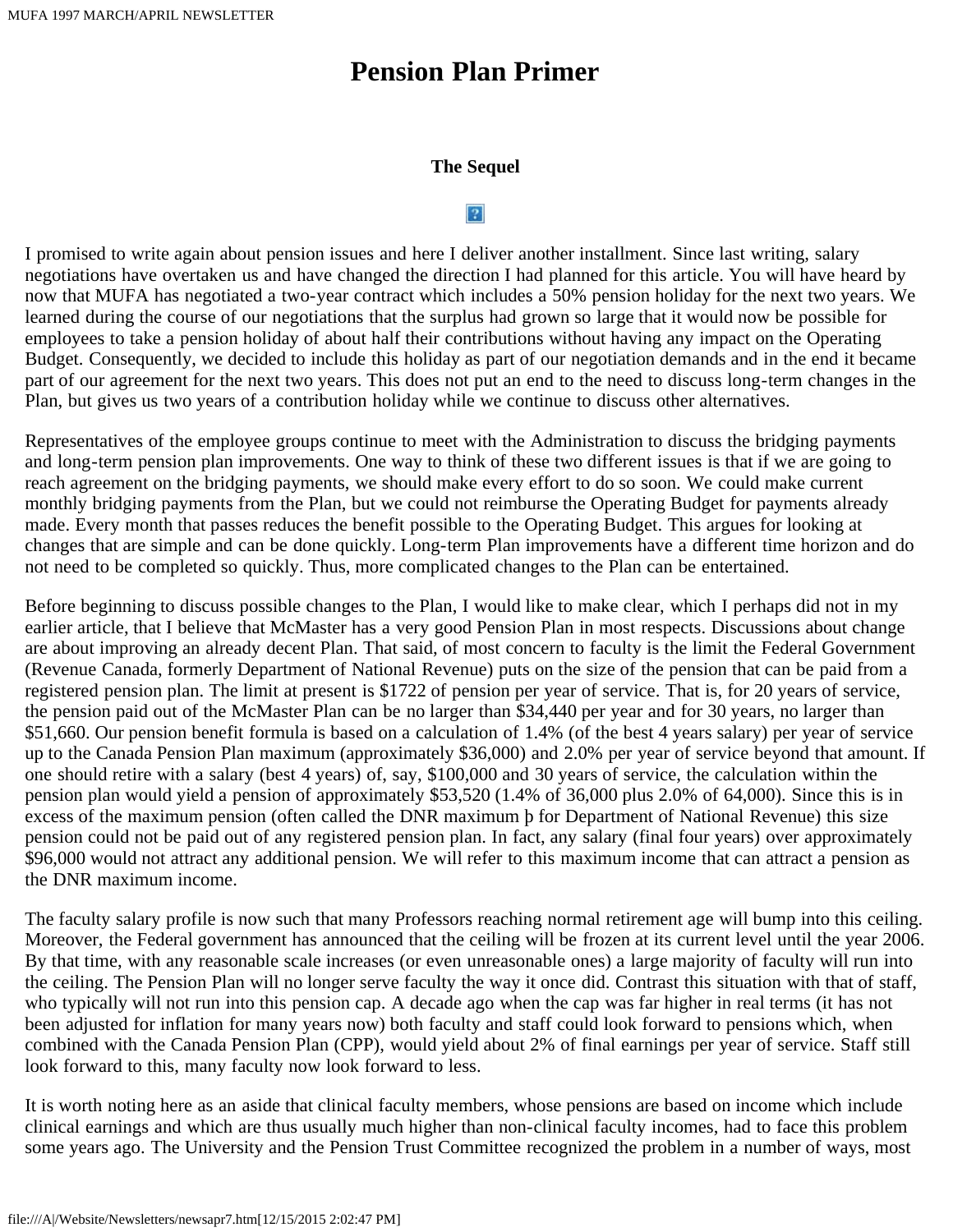# Pension Plan Primer

**The Sequel**

I promised to write again about pension issues and here I deliver another installment. Since last writing, salary negotiations have overtaken us and have changed the direction I had planned for this article. You will have heard by now that MUFA has negotiated a two-year contract which includes a 50% pension holiday for the next two years. We learned during the course of our negotiations that the surplus had grown so large that it would now be possible for employees to take a pension holiday of about half their contributions without having any impact on the Operating Budget. Consequently, we decided to include this holiday as part of our negotiation demands and in the end it became part of our agreement for the next two years. This does not put an end to the need to discuss long-term changes in the Plan, but gives us two years of a contribution holiday while we continue to discuss other alternatives.

Representatives of the employee groups continue to meet with the Administration to discuss the bridging payments and long-term pension plan improvements. One way to think of these two different issues is that if we are going to reach agreement on the bridging payments, we should make every effort to do so soon. We could make current monthly bridging payments from the Plan, but we could not reimburse the Operating Budget for payments already made. Every month that passes reduces the benefit possible to the Operating Budget. This argues for looking at changes that are simple and can be done quickly. Long-term Plan improvements have a different time horizon and do not need to be completed so quickly. Thus, more complicated changes to the Plan can be entertained.

Before beginning to discuss possible changes to the Plan, I would like to make clear, which I perhaps did not in my earlier article, that I believe that McMaster has a very good Pension Plan in most respects. Discussions about change are about improving an already decent Plan. That said, of most concern to faculty is the limit the Federal Government (Revenue Canada, formerly Department of National Revenue) puts on the size of the pension that can be paid from a registered pension plan. The limit at present is $1722 of pension per year of service. That is, for 20 years of service, the pension paid out of the McMaster Plan can be no larger than $34,440 per year and for 30 years, no larger than $51,660. Our pension benefit formula is based on a calculation of 1.4% (of the best 4 years salary) per year of service up to the Canada Pension Plan maximum (approximately $36,000) and 2.0% per year of service beyond that amount. If one should retire with a salary (best 4 years) of, say, $100,000 and 30 years of service, the calculation within the pension plan would yield a pension of approximately $53,520 (1.4% of 36,000 plus 2.0% of 64,000). Since this is in excess of the maximum pension (often called the DNR maximum þ for Department of National Revenue) this size pension could not be paid out of any registered pension plan. In fact, any salary (final four years) over approximately $96,000 would not attract any additional pension. We will refer to this maximum income that can attract a pension as the DNR maximum income.

The faculty salary profile is now such that many Professors reaching normal retirement age will bump into this ceiling. Moreover, the Federal government has announced that the ceiling will be frozen at its current level until the year 2006. By that time, with any reasonable scale increases (or even unreasonable ones) a large majority of faculty will run into the ceiling. The Pension Plan will no longer serve faculty the way it once did. Contrast this situation with that of staff, who typically will not run into this pension cap. A decade ago when the cap was far higher in real terms (it has not been adjusted for inflation for many years now) both faculty and staff could look forward to pensions which, when combined with the Canada Pension Plan (CPP), would yield about 2% of final earnings per year of service. Staff still look forward to this, many faculty now look forward to less.

It is worth noting here as an aside that clinical faculty members, whose pensions are based on income which include clinical earnings and which are thus usually much higher than non-clinical faculty incomes, had to face this problem some years ago. The University and the Pension Trust Committee recognized the problem in a number of ways, most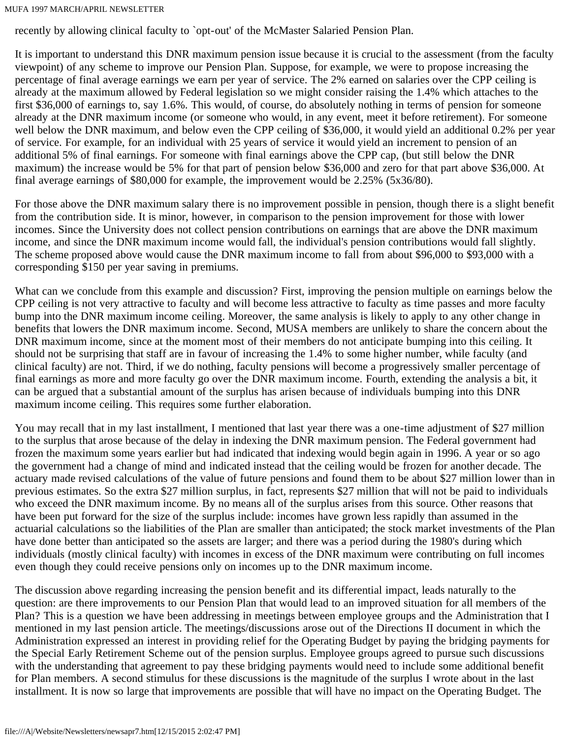recently by allowing clinical faculty to `opt-out' of the McMaster Salaried Pension Plan.

It is important to understand this DNR maximum pension issue because it is crucial to the assessment (from the faculty viewpoint) of any scheme to improve our Pension Plan. Suppose, for example, we were to propose increasing the percentage of final average earnings we earn per year of service. The 2% earned on salaries over the CPP ceiling is already at the maximum allowed by Federal legislation so we might consider raising the 1.4% which attaches to the first $36,000 of earnings to, say 1.6%. This would, of course, do absolutely nothing in terms of pension for someone already at the DNR maximum income (or someone who would, in any event, meet it before retirement). For someone well below the DNR maximum, and below even the CPP ceiling of $36,000, it would yield an additional 0.2% per year of service. For example, for an individual with 25 years of service it would yield an increment to pension of an additional 5% of final earnings. For someone with final earnings above the CPP cap, (but still below the DNR maximum) the increase would be 5% for that part of pension below $36,000 and zero for that part above $36,000. At final average earnings of $80,000 for example, the improvement would be 2.25% (5x36/80).

For those above the DNR maximum salary there is no improvement possible in pension, though there is a slight benefit from the contribution side. It is minor, however, in comparison to the pension improvement for those with lower incomes. Since the University does not collect pension contributions on earnings that are above the DNR maximum income, and since the DNR maximum income would fall, the individual's pension contributions would fall slightly. The scheme proposed above would cause the DNR maximum income to fall from about $96,000 to $93,000 with a corresponding $150 per year saving in premiums.

What can we conclude from this example and discussion? First, improving the pension multiple on earnings below the CPP ceiling is not very attractive to faculty and will become less attractive to faculty as time passes and more faculty bump into the DNR maximum income ceiling. Moreover, the same analysis is likely to apply to any other change in benefits that lowers the DNR maximum income. Second, MUSA members are unlikely to share the concern about the DNR maximum income, since at the moment most of their members do not anticipate bumping into this ceiling. It should not be surprising that staff are in favour of increasing the 1.4% to some higher number, while faculty (and clinical faculty) are not. Third, if we do nothing, faculty pensions will become a progressively smaller percentage of final earnings as more and more faculty go over the DNR maximum income. Fourth, extending the analysis a bit, it can be argued that a substantial amount of the surplus has arisen because of individuals bumping into this DNR maximum income ceiling. This requires some further elaboration.

You may recall that in my last installment, I mentioned that last year there was a one-time adjustment of $27 million to the surplus that arose because of the delay in indexing the DNR maximum pension. The Federal government had frozen the maximum some years earlier but had indicated that indexing would begin again in 1996. A year or so ago the government had a change of mind and indicated instead that the ceiling would be frozen for another decade. The actuary made revised calculations of the value of future pensions and found them to be about $27 million lower than in previous estimates. So the extra $27 million surplus, in fact, represents $27 million that will not be paid to individuals who exceed the DNR maximum income. By no means all of the surplus arises from this source. Other reasons that have been put forward for the size of the surplus include: incomes have grown less rapidly than assumed in the actuarial calculations so the liabilities of the Plan are smaller than anticipated; the stock market investments of the Plan have done better than anticipated so the assets are larger; and there was a period during the 1980's during which individuals (mostly clinical faculty) with incomes in excess of the DNR maximum were contributing on full incomes even though they could receive pensions only on incomes up to the DNR maximum income.

The discussion above regarding increasing the pension benefit and its differential impact, leads naturally to the question: are there improvements to our Pension Plan that would lead to an improved situation for all members of the Plan? This is a question we have been addressing in meetings between employee groups and the Administration that I mentioned in my last pension article. The meetings/discussions arose out of the Directions II document in which the Administration expressed an interest in providing relief for the Operating Budget by paying the bridging payments for the Special Early Retirement Scheme out of the pension surplus. Employee groups agreed to pursue such discussions with the understanding that agreement to pay these bridging payments would need to include some additional benefit for Plan members. A second stimulus for these discussions is the magnitude of the surplus I wrote about in the last installment. It is now so large that improvements are possible that will have no impact on the Operating Budget. The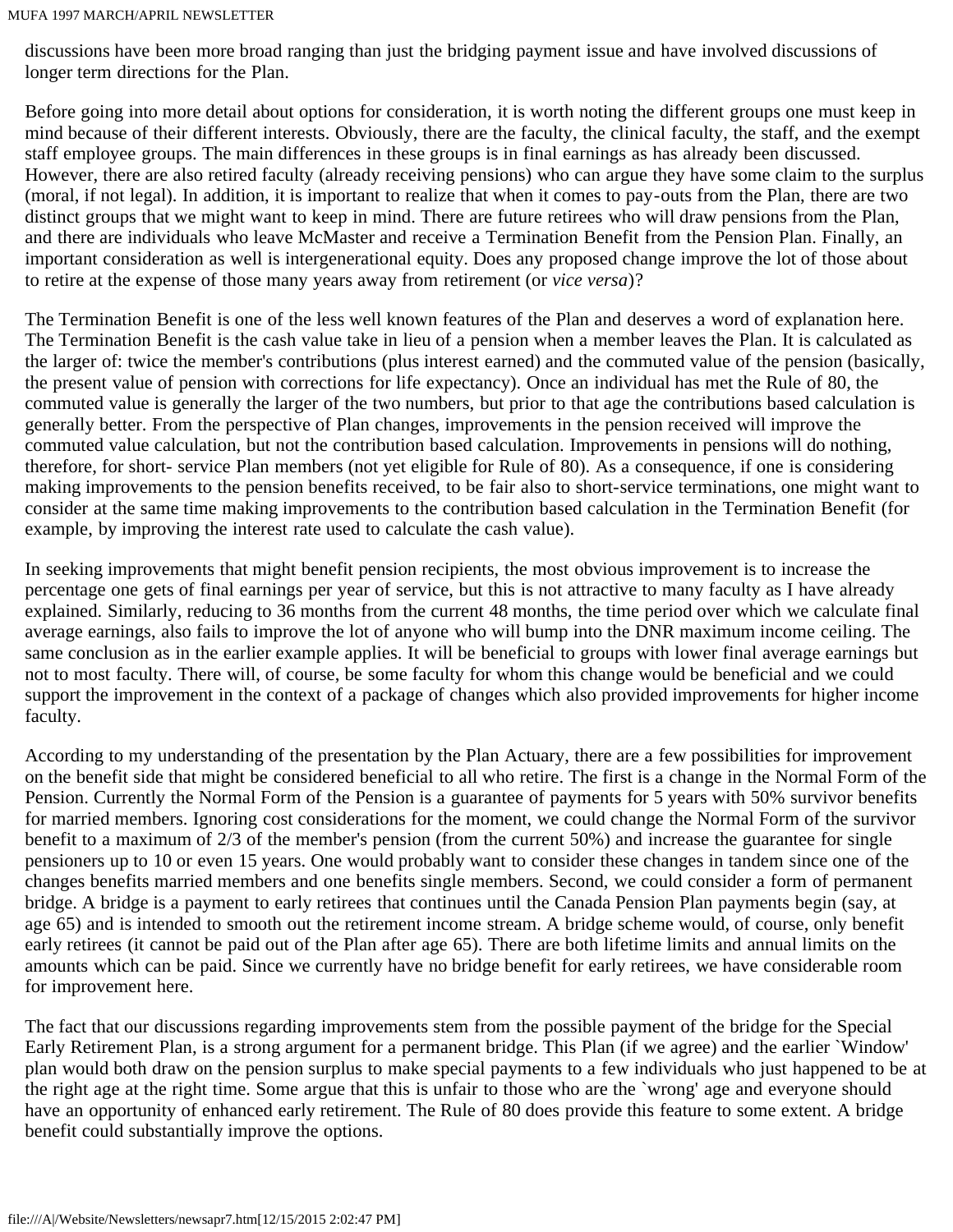discussions have been more broad ranging than just the bridging payment issue and have involved discussions of longer term directions for the Plan.

Before going into more detail about options for consideration, it is worth noting the different groups one must keep in mind because of their different interests. Obviously, there are the faculty, the clinical faculty, the staff, and the exempt staff employee groups. The main differences in these groups is in final earnings as has already been discussed. However, there are also retired faculty (already receiving pensions) who can argue they have some claim to the surplus (moral, if not legal). In addition, it is important to realize that when it comes to pay-outs from the Plan, there are two distinct groups that we might want to keep in mind. There are future retirees who will draw pensions from the Plan, and there are individuals who leave McMaster and receive a Termination Benefit from the Pension Plan. Finally, an important consideration as well is intergenerational equity. Does any proposed change improve the lot of those about to retire at the expense of those many years away from retirement (or *vice versa*)?

The Termination Benefit is one of the less well known features of the Plan and deserves a word of explanation here. The Termination Benefit is the cash value take in lieu of a pension when a member leaves the Plan. It is calculated as the larger of: twice the member's contributions (plus interest earned) and the commuted value of the pension (basically, the present value of pension with corrections for life expectancy). Once an individual has met the Rule of 80, the commuted value is generally the larger of the two numbers, but prior to that age the contributions based calculation is generally better. From the perspective of Plan changes, improvements in the pension received will improve the commuted value calculation, but not the contribution based calculation. Improvements in pensions will do nothing, therefore, for short- service Plan members (not yet eligible for Rule of 80). As a consequence, if one is considering making improvements to the pension benefits received, to be fair also to short-service terminations, one might want to consider at the same time making improvements to the contribution based calculation in the Termination Benefit (for example, by improving the interest rate used to calculate the cash value).

In seeking improvements that might benefit pension recipients, the most obvious improvement is to increase the percentage one gets of final earnings per year of service, but this is not attractive to many faculty as I have already explained. Similarly, reducing to 36 months from the current 48 months, the time period over which we calculate final average earnings, also fails to improve the lot of anyone who will bump into the DNR maximum income ceiling. The same conclusion as in the earlier example applies. It will be beneficial to groups with lower final average earnings but not to most faculty. There will, of course, be some faculty for whom this change would be beneficial and we could support the improvement in the context of a package of changes which also provided improvements for higher income faculty.

According to my understanding of the presentation by the Plan Actuary, there are a few possibilities for improvement on the benefit side that might be considered beneficial to all who retire. The first is a change in the Normal Form of the Pension. Currently the Normal Form of the Pension is a guarantee of payments for 5 years with 50% survivor benefits for married members. Ignoring cost considerations for the moment, we could change the Normal Form of the survivor benefit to a maximum of 2/3 of the member's pension (from the current 50%) and increase the guarantee for single pensioners up to 10 or even 15 years. One would probably want to consider these changes in tandem since one of the changes benefits married members and one benefits single members. Second, we could consider a form of permanent bridge. A bridge is a payment to early retirees that continues until the Canada Pension Plan payments begin (say, at age 65) and is intended to smooth out the retirement income stream. A bridge scheme would, of course, only benefit early retirees (it cannot be paid out of the Plan after age 65). There are both lifetime limits and annual limits on the amounts which can be paid. Since we currently have no bridge benefit for early retirees, we have considerable room for improvement here.

The fact that our discussions regarding improvements stem from the possible payment of the bridge for the Special Early Retirement Plan, is a strong argument for a permanent bridge. This Plan (if we agree) and the earlier `Window' plan would both draw on the pension surplus to make special payments to a few individuals who just happened to be at the right age at the right time. Some argue that this is unfair to those who are the `wrong' age and everyone should have an opportunity of enhanced early retirement. The Rule of 80 does provide this feature to some extent. A bridge benefit could substantially improve the options.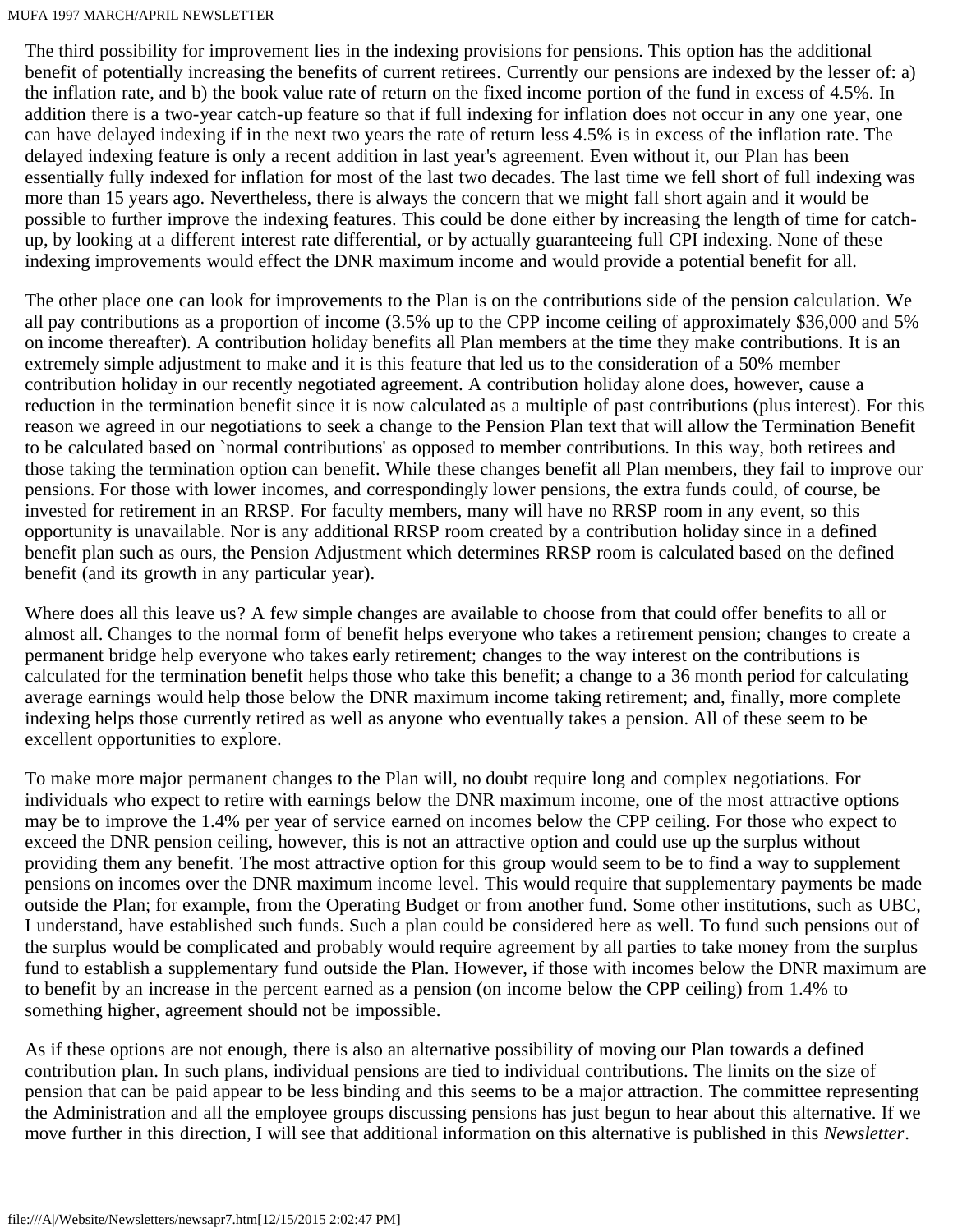The third possibility for improvement lies in the indexing provisions for pensions. This option has the additional benefit of potentially increasing the benefits of current retirees. Currently our pensions are indexed by the lesser of: a) the inflation rate, and b) the book value rate of return on the fixed income portion of the fund in excess of 4.5%. In addition there is a two-year catch-up feature so that if full indexing for inflation does not occur in any one year, one can have delayed indexing if in the next two years the rate of return less 4.5% is in excess of the inflation rate. The delayed indexing feature is only a recent addition in last year's agreement. Even without it, our Plan has been essentially fully indexed for inflation for most of the last two decades. The last time we fell short of full indexing was more than 15 years ago. Nevertheless, there is always the concern that we might fall short again and it would be possible to further improve the indexing features. This could be done either by increasing the length of time for catch-up, by looking at a different interest rate differential, or by actually guaranteeing full CPI indexing. None of these indexing improvements would effect the DNR maximum income and would provide a potential benefit for all.

The other place one can look for improvements to the Plan is on the contributions side of the pension calculation. We all pay contributions as a proportion of income (3.5% up to the CPP income ceiling of approximately $36,000 and 5% on income thereafter). A contribution holiday benefits all Plan members at the time they make contributions. It is an extremely simple adjustment to make and it is this feature that led us to the consideration of a 50% member contribution holiday in our recently negotiated agreement. A contribution holiday alone does, however, cause a reduction in the termination benefit since it is now calculated as a multiple of past contributions (plus interest). For this reason we agreed in our negotiations to seek a change to the Pension Plan text that will allow the Termination Benefit to be calculated based on `normal contributions' as opposed to member contributions. In this way, both retirees and those taking the termination option can benefit. While these changes benefit all Plan members, they fail to improve our pensions. For those with lower incomes, and correspondingly lower pensions, the extra funds could, of course, be invested for retirement in an RRSP. For faculty members, many will have no RRSP room in any event, so this opportunity is unavailable. Nor is any additional RRSP room created by a contribution holiday since in a defined benefit plan such as ours, the Pension Adjustment which determines RRSP room is calculated based on the defined benefit (and its growth in any particular year).

Where does all this leave us? A few simple changes are available to choose from that could offer benefits to all or almost all. Changes to the normal form of benefit helps everyone who takes a retirement pension; changes to create a permanent bridge help everyone who takes early retirement; changes to the way interest on the contributions is calculated for the termination benefit helps those who take this benefit; a change to a 36 month period for calculating average earnings would help those below the DNR maximum income taking retirement; and, finally, more complete indexing helps those currently retired as well as anyone who eventually takes a pension. All of these seem to be excellent opportunities to explore.

To make more major permanent changes to the Plan will, no doubt require long and complex negotiations. For individuals who expect to retire with earnings below the DNR maximum income, one of the most attractive options may be to improve the 1.4% per year of service earned on incomes below the CPP ceiling. For those who expect to exceed the DNR pension ceiling, however, this is not an attractive option and could use up the surplus without providing them any benefit. The most attractive option for this group would seem to be to find a way to supplement pensions on incomes over the DNR maximum income level. This would require that supplementary payments be made outside the Plan; for example, from the Operating Budget or from another fund. Some other institutions, such as UBC, I understand, have established such funds. Such a plan could be considered here as well. To fund such pensions out of the surplus would be complicated and probably would require agreement by all parties to take money from the surplus fund to establish a supplementary fund outside the Plan. However, if those with incomes below the DNR maximum are to benefit by an increase in the percent earned as a pension (on income below the CPP ceiling) from 1.4% to something higher, agreement should not be impossible.

As if these options are not enough, there is also an alternative possibility of moving our Plan towards a defined contribution plan. In such plans, individual pensions are tied to individual contributions. The limits on the size of pension that can be paid appear to be less binding and this seems to be a major attraction. The committee representing the Administration and all the employee groups discussing pensions has just begun to hear about this alternative. If we move further in this direction, I will see that additional information on this alternative is published in this *Newsletter*.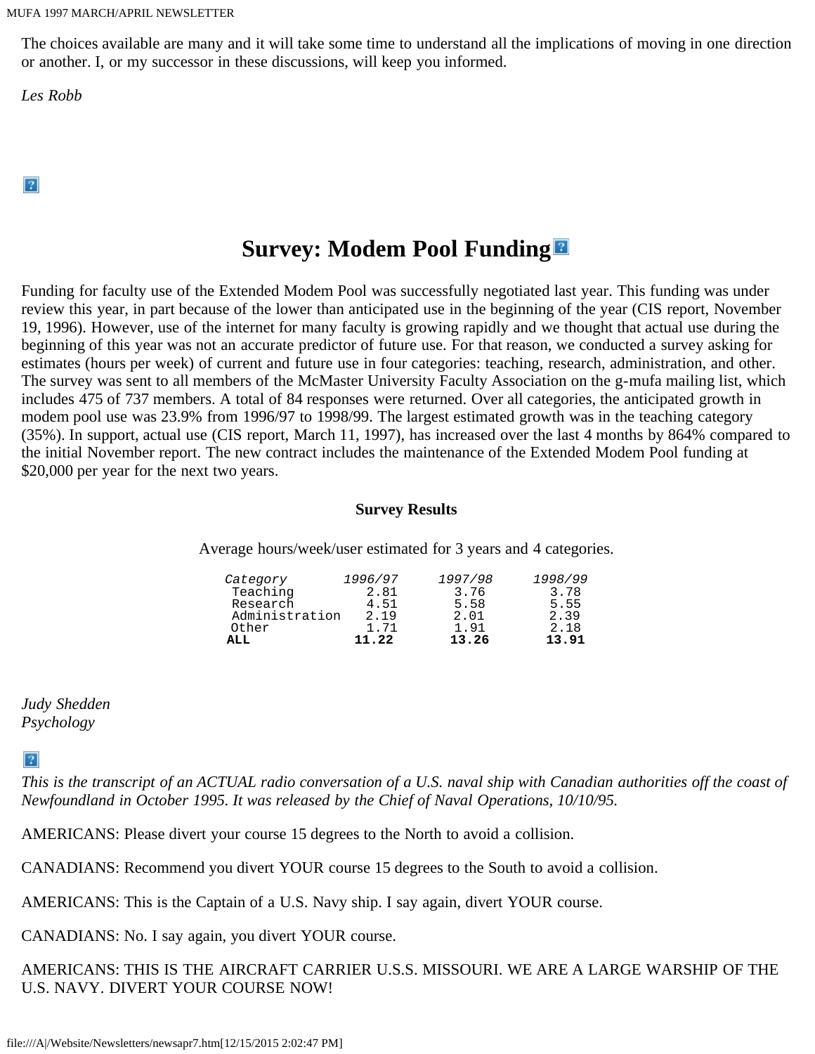The choices available are many and it will take some time to understand all the implications of moving in one direction or another. I, or my successor in these discussions, will keep you informed.

*Les Robb*

# Survey: Modem Pool Funding

Funding for faculty use of the Extended Modem Pool was successfully negotiated last year. This funding was under review this year, in part because of the lower than anticipated use in the beginning of the year (CIS report, November 19, 1996). However, use of the internet for many faculty is growing rapidly and we thought that actual use during the beginning of this year was not an accurate predictor of future use. For that reason, we conducted a survey asking for estimates (hours per week) of current and future use in four categories: teaching, research, administration, and other. The survey was sent to all members of the McMaster University Faculty Association on the g-mufa mailing list, which includes 475 of 737 members. A total of 84 responses were returned. Over all categories, the anticipated growth in modem pool use was 23.9% from 1996/97 to 1998/99. The largest estimated growth was in the teaching category (35%). In support, actual use (CIS report, March 11, 1997), has increased over the last 4 months by 864% compared to the initial November report. The new contract includes the maintenance of the Extended Modem Pool funding at $20,000 per year for the next two years.

**Survey Results**

Average hours/week/user estimated for 3 years and 4 categories.

| *Category* | *1996/97* | *1997/98* | *1998/99* |
|---|---|---|---|
| Teaching | 2.81 | 3.76 | 3.78 |
| Research | 4.51 | 5.58 | 5.55 |
| Administration | 2.19 | 2.01 | 2.39 |
| Other | 1.71 | 1.91 | 2.18 |
| **ALL** | **11.22** | **13.26** | **13.91** |

*Judy Shedden*
*Psychology*

*This is the transcript of an ACTUAL radio conversation of a U.S. naval ship with Canadian authorities off the coast of Newfoundland in October 1995. It was released by the Chief of Naval Operations, 10/10/95.*

AMERICANS: Please divert your course 15 degrees to the North to avoid a collision.

CANADIANS: Recommend you divert YOUR course 15 degrees to the South to avoid a collision.

AMERICANS: This is the Captain of a U.S. Navy ship. I say again, divert YOUR course.

CANADIANS: No. I say again, you divert YOUR course.

AMERICANS: THIS IS THE AIRCRAFT CARRIER U.S.S. MISSOURI. WE ARE A LARGE WARSHIP OF THE U.S. NAVY. DIVERT YOUR COURSE NOW!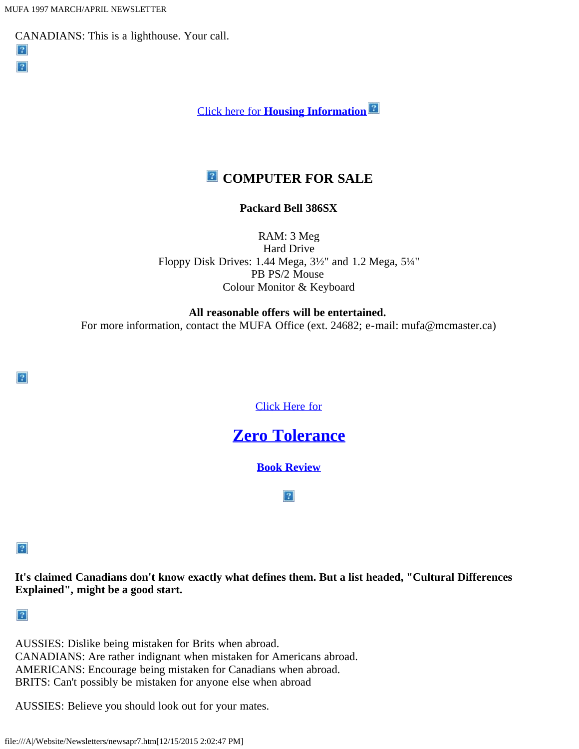CANADIANS: This is a lighthouse. Your call.

Click here for **Housing Information**

## COMPUTER FOR SALE

**Packard Bell 386SX**

RAM: 3 Meg
Hard Drive
Floppy Disk Drives: 1.44 Mega, 3½" and 1.2 Mega, 5¼"
PB PS/2 Mouse
Colour Monitor & Keyboard

**All reasonable offers will be entertained.**
For more information, contact the MUFA Office (ext. 24682; e-mail: mufa@mcmaster.ca)

Click Here for

## Zero Tolerance

**Book Review**

**It's claimed Canadians don't know exactly what defines them. But a list headed, "Cultural Differences Explained", might be a good start.**

AUSSIES: Dislike being mistaken for Brits when abroad.
CANADIANS: Are rather indignant when mistaken for Americans abroad.
AMERICANS: Encourage being mistaken for Canadians when abroad.
BRITS: Can't possibly be mistaken for anyone else when abroad

AUSSIES: Believe you should look out for your mates.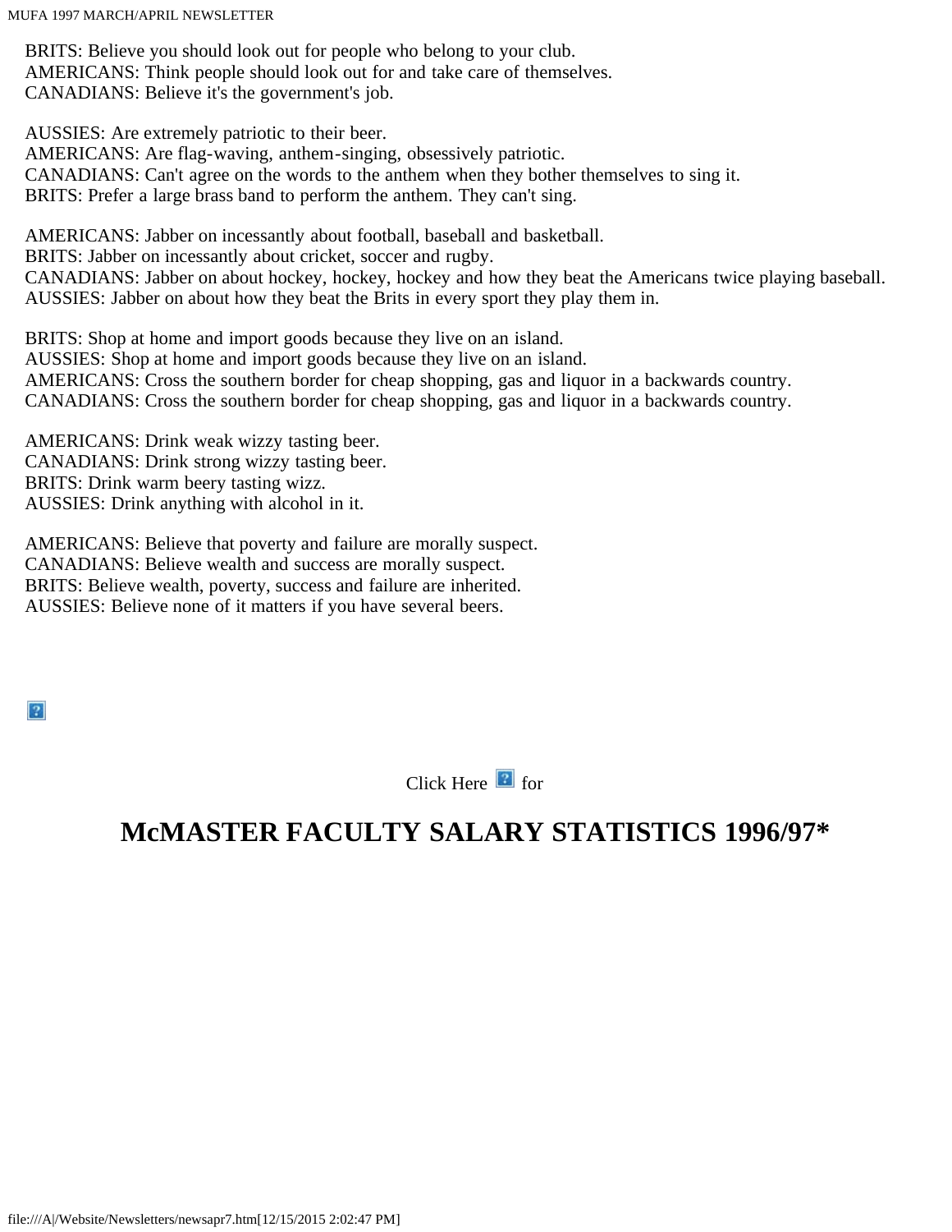BRITS: Believe you should look out for people who belong to your club.
AMERICANS: Think people should look out for and take care of themselves.
CANADIANS: Believe it's the government's job.

AUSSIES: Are extremely patriotic to their beer.
AMERICANS: Are flag-waving, anthem-singing, obsessively patriotic.
CANADIANS: Can't agree on the words to the anthem when they bother themselves to sing it.
BRITS: Prefer a large brass band to perform the anthem. They can't sing.

AMERICANS: Jabber on incessantly about football, baseball and basketball.
BRITS: Jabber on incessantly about cricket, soccer and rugby.
CANADIANS: Jabber on about hockey, hockey, hockey and how they beat the Americans twice playing baseball.
AUSSIES: Jabber on about how they beat the Brits in every sport they play them in.

BRITS: Shop at home and import goods because they live on an island.
AUSSIES: Shop at home and import goods because they live on an island.
AMERICANS: Cross the southern border for cheap shopping, gas and liquor in a backwards country.
CANADIANS: Cross the southern border for cheap shopping, gas and liquor in a backwards country.

AMERICANS: Drink weak wizzy tasting beer.
CANADIANS: Drink strong wizzy tasting beer.
BRITS: Drink warm beery tasting wizz.
AUSSIES: Drink anything with alcohol in it.

AMERICANS: Believe that poverty and failure are morally suspect.
CANADIANS: Believe wealth and success are morally suspect.
BRITS: Believe wealth, poverty, success and failure are inherited.
AUSSIES: Believe none of it matters if you have several beers.

Click Here for

## McMASTER FACULTY SALARY STATISTICS 1996/97*